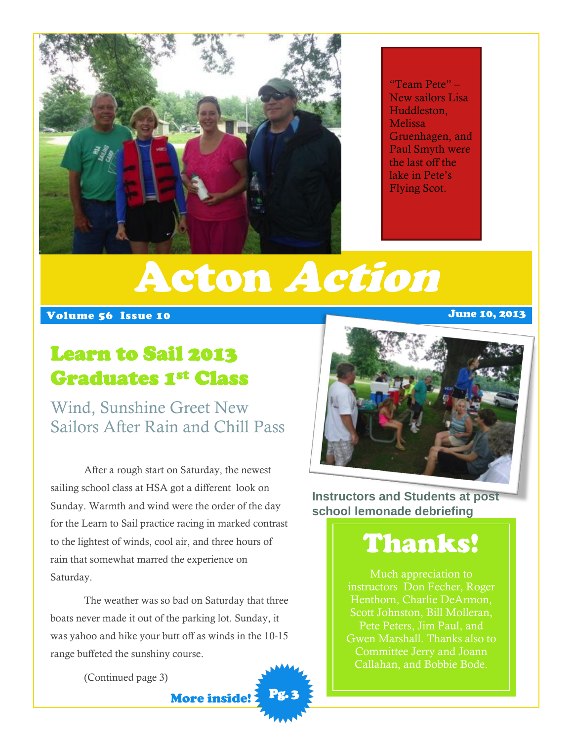"Team Pete" – New sailors Lisa Huddleston, Melissa Gruenhagen, and Paul Smyth were the last off the lake in Pete's Flying Scot.

# Acton Action

**Volume 56 Issue 10** **June 10, 2013**

## Learn to Sail 2013 Graduates 1st Class

### Wind, Sunshine Greet New Sailors After Rain and Chill Pass

After a rough start on Saturday, the newest sailing school class at HSA got a different look on Sunday. Warmth and wind were the order of the day for the Learn to Sail practice racing in marked contrast to the lightest of winds, cool air, and three hours of rain that somewhat marred the experience on Saturday.

The weather was so bad on Saturday that three boats never made it out of the parking lot. Sunday, it was yahoo and hike your butt off as winds in the 10-15 range buffeted the sunshiny course.

(Continued page 3)

**More inside! Pg. 3**

Instructors and Students at post school lemonade debriefing

## Thanks!

Much appreciation to instructors Don Fecher, Roger Henthorn, Charlie DeArmon, Scott Johnston, Bill Molleran, Pete Peters, Jim Paul, and Gwen Marshall. Thanks also to Committee Jerry and Joann Callahan, and Bobbie Bode.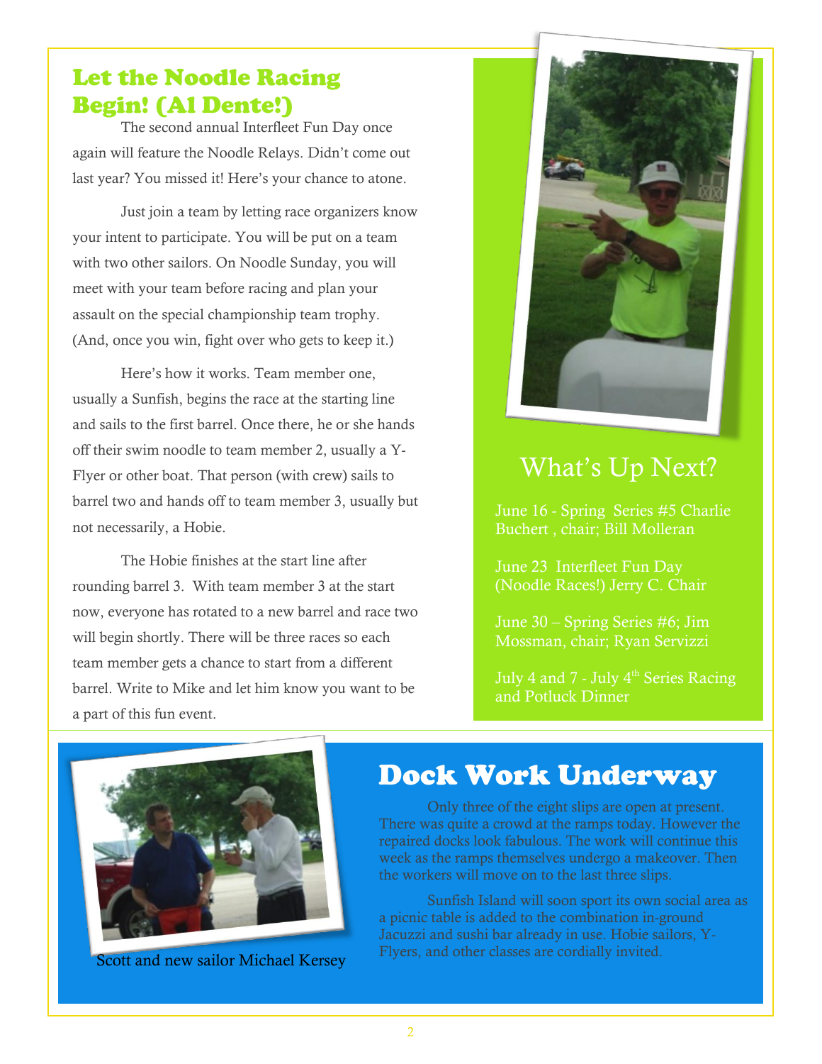## Let the Noodle Racing Begin! (Al Dente!)

The second annual Interfleet Fun Day once again will feature the Noodle Relays. Didn't come out last year? You missed it! Here's your chance to atone.

Just join a team by letting race organizers know your intent to participate. You will be put on a team with two other sailors. On Noodle Sunday, you will meet with your team before racing and plan your assault on the special championship team trophy. (And, once you win, fight over who gets to keep it.)

Here's how it works. Team member one, usually a Sunfish, begins the race at the starting line and sails to the first barrel. Once there, he or she hands off their swim noodle to team member 2, usually a Y-Flyer or other boat. That person (with crew) sails to barrel two and hands off to team member 3, usually but not necessarily, a Hobie.

The Hobie finishes at the start line after rounding barrel 3. With team member 3 at the start now, everyone has rotated to a new barrel and race two will begin shortly. There will be three races so each team member gets a chance to start from a different barrel. Write to Mike and let him know you want to be a part of this fun event.

## What's Up Next?

June 16 - Spring Series #5 Charlie Buchert , chair; Bill Molleran

June 23 Interfleet Fun Day (Noodle Races!) Jerry C. Chair

June 30 – Spring Series #6; Jim Mossman, chair; Ryan Servizzi

July 4 and 7 - July 4th Series Racing and Potluck Dinner

Scott and new sailor Michael Kersey

## Dock Work Underway

Only three of the eight slips are open at present. There was quite a crowd at the ramps today. However the repaired docks look fabulous. The work will continue this week as the ramps themselves undergo a makeover. Then the workers will move on to the last three slips.

Sunfish Island will soon sport its own social area as a picnic table is added to the combination in-ground Jacuzzi and sushi bar already in use. Hobie sailors, Y-Flyers, and other classes are cordially invited.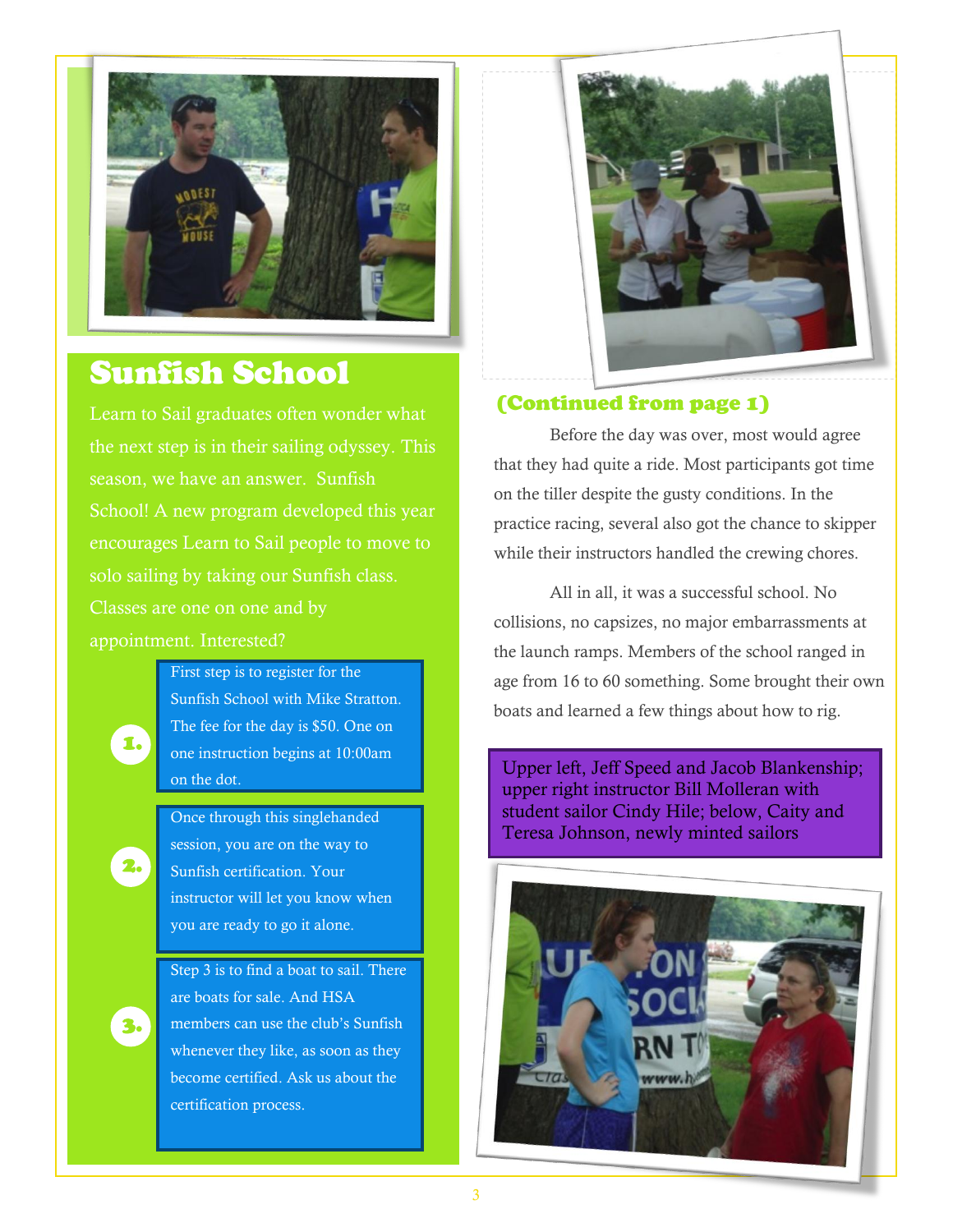## Sunfish School

Learn to Sail graduates often wonder what the next step is in their sailing odyssey. This season, we have an answer. Sunfish School! A new program developed this year encourages Learn to Sail people to move to solo sailing by taking our Sunfish class. Classes are one on one and by appointment. Interested?

1. First step is to register for the Sunfish School with Mike Stratton. The fee for the day is $50. One on one instruction begins at 10:00am on the dot.

2. Once through this singlehanded session, you are on the way to Sunfish certification. Your instructor will let you know when you are ready to go it alone.

3. Step 3 is to find a boat to sail. There are boats for sale. And HSA members can use the club's Sunfish whenever they like, as soon as they become certified. Ask us about the certification process.

### (Continued from page 1)

Before the day was over, most would agree that they had quite a ride. Most participants got time on the tiller despite the gusty conditions. In the practice racing, several also got the chance to skipper while their instructors handled the crewing chores.

All in all, it was a successful school. No collisions, no capsizes, no major embarrassments at the launch ramps. Members of the school ranged in age from 16 to 60 something. Some brought their own boats and learned a few things about how to rig.

Upper left, Jeff Speed and Jacob Blankenship; upper right instructor Bill Molleran with student sailor Cindy Hile; below, Caity and Teresa Johnson, newly minted sailors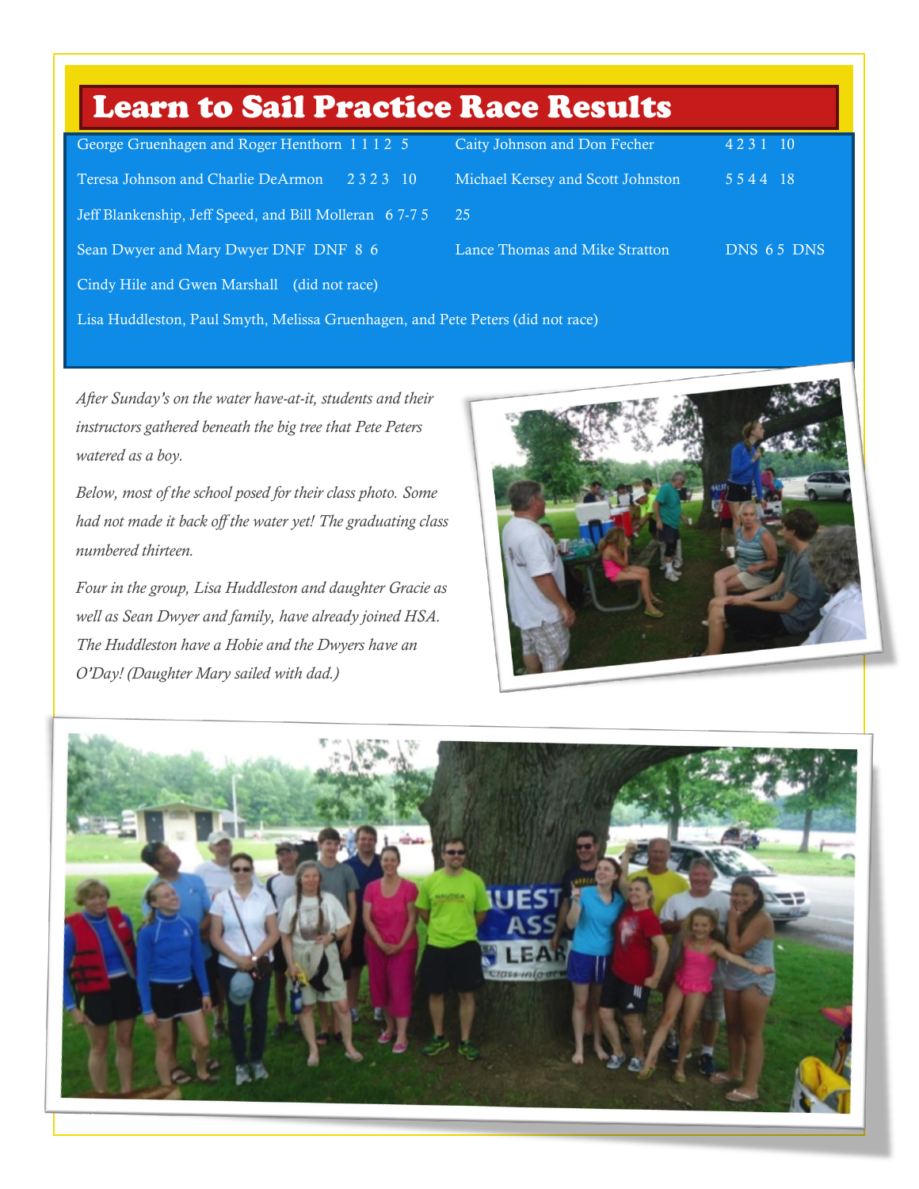# Learn to Sail Practice Race Results

George Gruenhagen and Roger Henthorn 1 1 1 2 5

Caity Johnson and Don Fecher 4 2 3 1 10

Teresa Johnson and Charlie DeArmon 2 3 2 3 10

Michael Kersey and Scott Johnston 5 5 4 4 18

Jeff Blankenship, Jeff Speed, and Bill Molleran 6 7-7 5 25

Sean Dwyer and Mary Dwyer DNF DNF 8 6

Lance Thomas and Mike Stratton DNS 6 5 DNS

Cindy Hile and Gwen Marshall (did not race)

Lisa Huddleston, Paul Smyth, Melissa Gruenhagen, and Pete Peters (did not race)

*After Sunday's on the water have-at-it, students and their instructors gathered beneath the big tree that Pete Peters watered as a boy.*

*Below, most of the school posed for their class photo. Some had not made it back off the water yet! The graduating class numbered thirteen.*

*Four in the group, Lisa Huddleston and daughter Gracie as well as Sean Dwyer and family, have already joined HSA. The Huddleston have a Hobie and the Dwyers have an O'Day! (Daughter Mary sailed with dad.)*